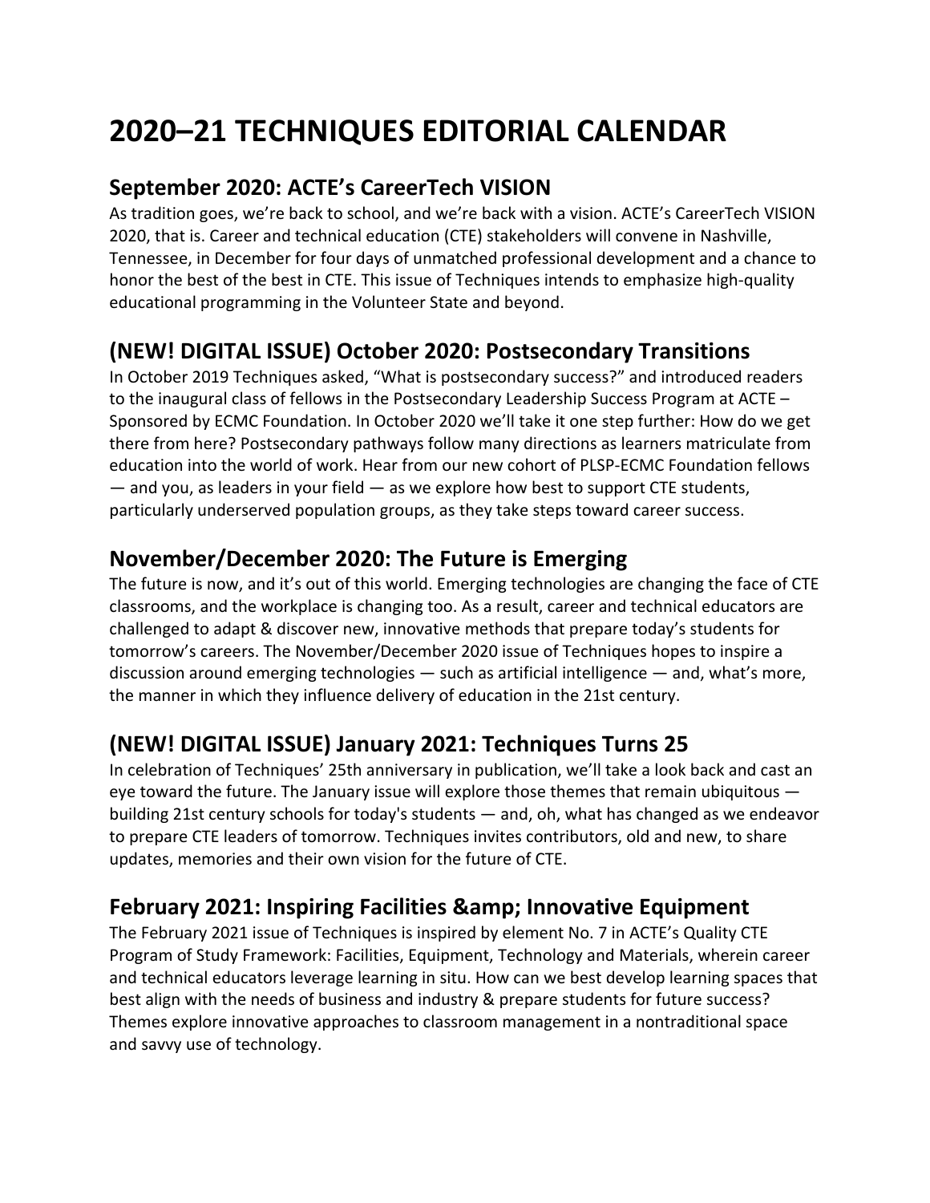# 2020–21 TECHNIQUES EDITORIAL CALENDAR

## September 2020: ACTE's CareerTech VISION

As tradition goes, we're back to school, and we're back with a vision. ACTE's CareerTech VISION 2020, that is. Career and technical education (CTE) stakeholders will convene in Nashville, Tennessee, in December for four days of unmatched professional development and a chance to honor the best of the best in CTE. This issue of Techniques intends to emphasize high-quality educational programming in the Volunteer State and beyond.

## (NEW! DIGITAL ISSUE) October 2020: Postsecondary Transitions

In October 2019 Techniques asked, "What is postsecondary success?" and introduced readers to the inaugural class of fellows in the Postsecondary Leadership Success Program at ACTE – Sponsored by ECMC Foundation. In October 2020 we'll take it one step further: How do we get there from here? Postsecondary pathways follow many directions as learners matriculate from education into the world of work. Hear from our new cohort of PLSP-ECMC Foundation fellows — and you, as leaders in your field — as we explore how best to support CTE students, particularly underserved population groups, as they take steps toward career success.

## November/December 2020: The Future is Emerging

The future is now, and it's out of this world. Emerging technologies are changing the face of CTE classrooms, and the workplace is changing too. As a result, career and technical educators are challenged to adapt & discover new, innovative methods that prepare today's students for tomorrow's careers. The November/December 2020 issue of Techniques hopes to inspire a discussion around emerging technologies — such as artificial intelligence — and, what's more, the manner in which they influence delivery of education in the 21st century.

## (NEW! DIGITAL ISSUE) January 2021: Techniques Turns 25

In celebration of Techniques' 25th anniversary in publication, we'll take a look back and cast an eye toward the future. The January issue will explore those themes that remain ubiquitous — building 21st century schools for today's students — and, oh, what has changed as we endeavor to prepare CTE leaders of tomorrow. Techniques invites contributors, old and new, to share updates, memories and their own vision for the future of CTE.

## February 2021: Inspiring Facilities &amp; Innovative Equipment

The February 2021 issue of Techniques is inspired by element No. 7 in ACTE's Quality CTE Program of Study Framework: Facilities, Equipment, Technology and Materials, wherein career and technical educators leverage learning in situ. How can we best develop learning spaces that best align with the needs of business and industry & prepare students for future success? Themes explore innovative approaches to classroom management in a nontraditional space and savvy use of technology.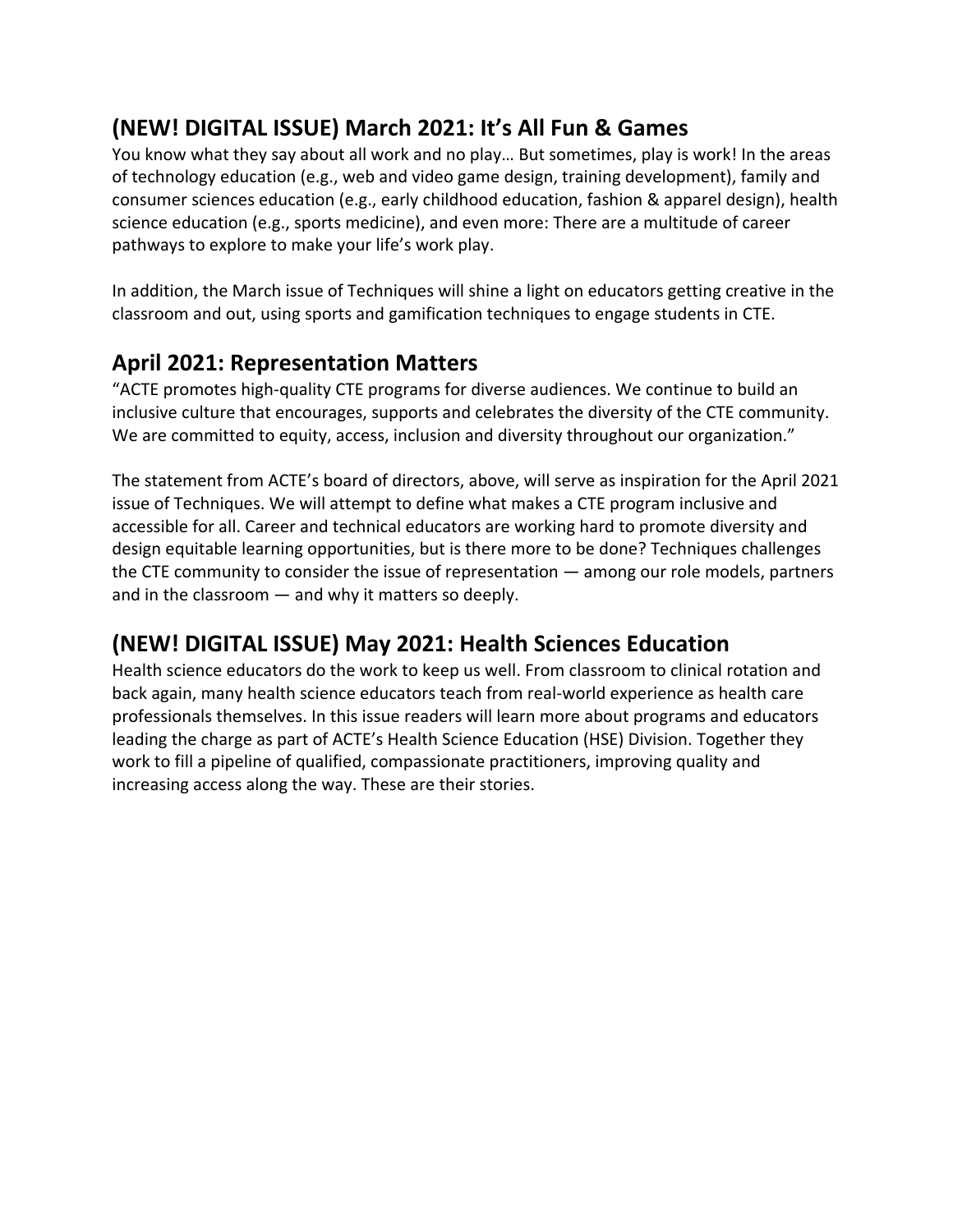## (NEW! DIGITAL ISSUE) March 2021: It's All Fun & Games

You know what they say about all work and no play… But sometimes, play is work! In the areas of technology education (e.g., web and video game design, training development), family and consumer sciences education (e.g., early childhood education, fashion & apparel design), health science education (e.g., sports medicine), and even more: There are a multitude of career pathways to explore to make your life's work play.

In addition, the March issue of Techniques will shine a light on educators getting creative in the classroom and out, using sports and gamification techniques to engage students in CTE.

## April 2021: Representation Matters

"ACTE promotes high-quality CTE programs for diverse audiences. We continue to build an inclusive culture that encourages, supports and celebrates the diversity of the CTE community. We are committed to equity, access, inclusion and diversity throughout our organization."

The statement from ACTE's board of directors, above, will serve as inspiration for the April 2021 issue of Techniques. We will attempt to define what makes a CTE program inclusive and accessible for all. Career and technical educators are working hard to promote diversity and design equitable learning opportunities, but is there more to be done? Techniques challenges the CTE community to consider the issue of representation — among our role models, partners and in the classroom — and why it matters so deeply.

## (NEW! DIGITAL ISSUE) May 2021: Health Sciences Education

Health science educators do the work to keep us well. From classroom to clinical rotation and back again, many health science educators teach from real-world experience as health care professionals themselves. In this issue readers will learn more about programs and educators leading the charge as part of ACTE's Health Science Education (HSE) Division. Together they work to fill a pipeline of qualified, compassionate practitioners, improving quality and increasing access along the way. These are their stories.